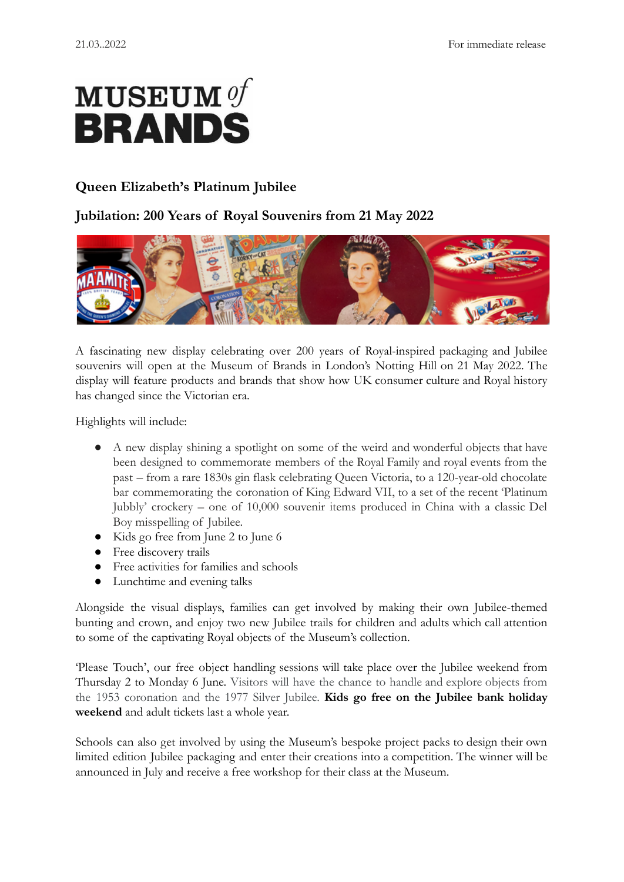21.03..2022 For immediate release

MUSEUM of BRANDS

## Queen Elizabeth's Platinum Jubilee

## Jubilation: 200 Years of Royal Souvenirs from 21 May 2022

A fascinating new display celebrating over 200 years of Royal-inspired packaging and Jubilee souvenirs will open at the Museum of Brands in London's Notting Hill on 21 May 2022. The display will feature products and brands that show how UK consumer culture and Royal history has changed since the Victorian era.

Highlights will include:

- A new display shining a spotlight on some of the weird and wonderful objects that have been designed to commemorate members of the Royal Family and royal events from the past – from a rare 1830s gin flask celebrating Queen Victoria, to a 120-year-old chocolate bar commemorating the coronation of King Edward VII, to a set of the recent 'Platinum Jubbly' crockery – one of 10,000 souvenir items produced in China with a classic Del Boy misspelling of Jubilee.
- Kids go free from June 2 to June 6
- Free discovery trails
- Free activities for families and schools
- Lunchtime and evening talks

Alongside the visual displays, families can get involved by making their own Jubilee-themed bunting and crown, and enjoy two new Jubilee trails for children and adults which call attention to some of the captivating Royal objects of the Museum's collection.

'Please Touch', our free object handling sessions will take place over the Jubilee weekend from Thursday 2 to Monday 6 June. Visitors will have the chance to handle and explore objects from the 1953 coronation and the 1977 Silver Jubilee. **Kids go free on the Jubilee bank holiday weekend** and adult tickets last a whole year.

Schools can also get involved by using the Museum's bespoke project packs to design their own limited edition Jubilee packaging and enter their creations into a competition. The winner will be announced in July and receive a free workshop for their class at the Museum.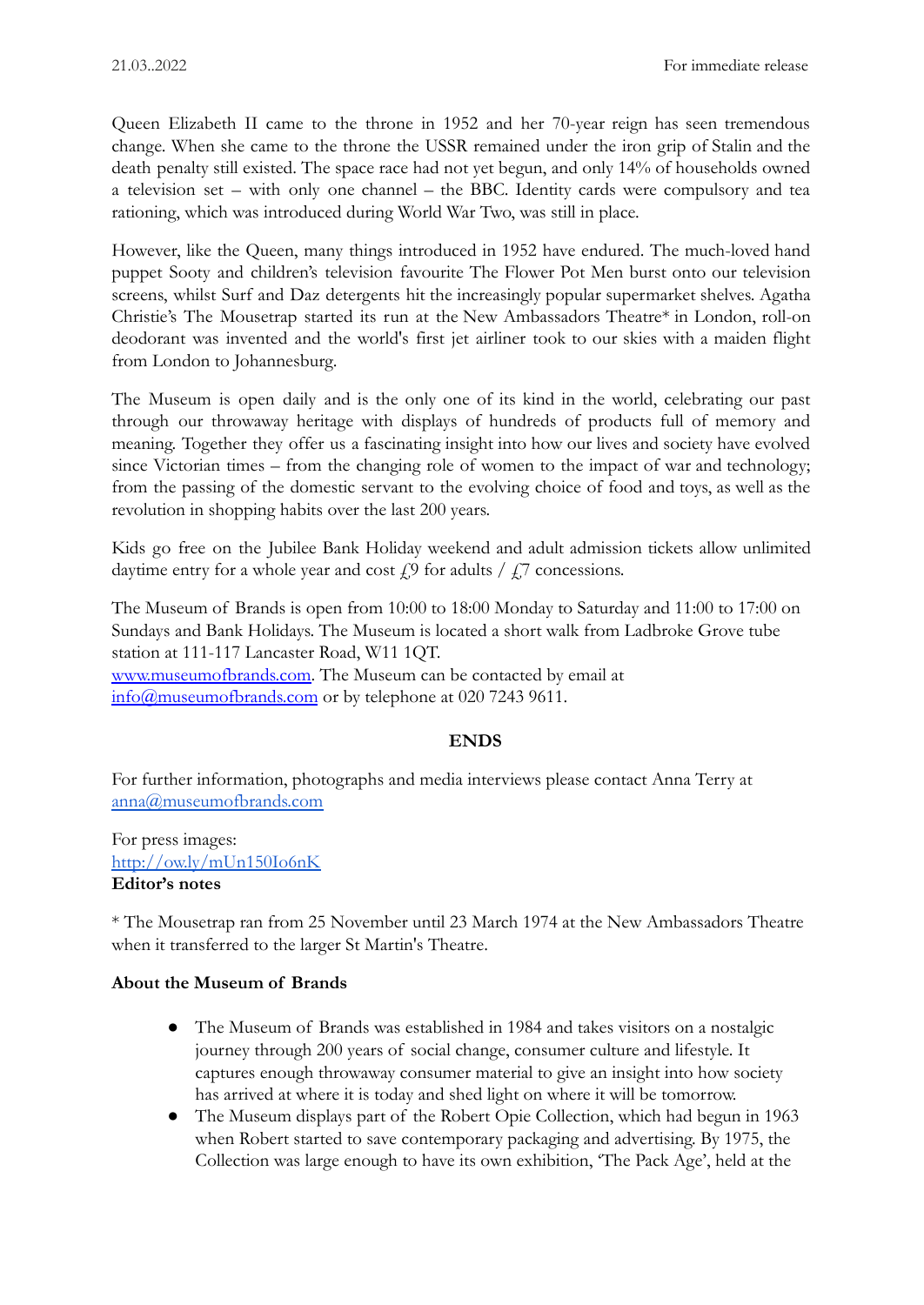21.03..2022 For immediate release

Queen Elizabeth II came to the throne in 1952 and her 70-year reign has seen tremendous change. When she came to the throne the USSR remained under the iron grip of Stalin and the death penalty still existed. The space race had not yet begun, and only 14% of households owned a television set – with only one channel – the BBC. Identity cards were compulsory and tea rationing, which was introduced during World War Two, was still in place.

However, like the Queen, many things introduced in 1952 have endured. The much-loved hand puppet Sooty and children's television favourite The Flower Pot Men burst onto our television screens, whilst Surf and Daz detergents hit the increasingly popular supermarket shelves. Agatha Christie's The Mousetrap started its run at the New Ambassadors Theatre* in London, roll-on deodorant was invented and the world's first jet airliner took to our skies with a maiden flight from London to Johannesburg.

The Museum is open daily and is the only one of its kind in the world, celebrating our past through our throwaway heritage with displays of hundreds of products full of memory and meaning. Together they offer us a fascinating insight into how our lives and society have evolved since Victorian times – from the changing role of women to the impact of war and technology; from the passing of the domestic servant to the evolving choice of food and toys, as well as the revolution in shopping habits over the last 200 years.

Kids go free on the Jubilee Bank Holiday weekend and adult admission tickets allow unlimited daytime entry for a whole year and cost £9 for adults / £7 concessions.

The Museum of Brands is open from 10:00 to 18:00 Monday to Saturday and 11:00 to 17:00 on Sundays and Bank Holidays. The Museum is located a short walk from Ladbroke Grove tube station at 111-117 Lancaster Road, W11 1QT.
www.museumofbrands.com. The Museum can be contacted by email at info@museumofbrands.com or by telephone at 020 7243 9611.

**ENDS**

For further information, photographs and media interviews please contact Anna Terry at anna@museumofbrands.com

For press images:
http://ow.ly/mUn150Io6nK

**Editor's notes**

* The Mousetrap ran from 25 November until 23 March 1974 at the New Ambassadors Theatre when it transferred to the larger St Martin's Theatre.

**About the Museum of Brands**

- The Museum of Brands was established in 1984 and takes visitors on a nostalgic journey through 200 years of social change, consumer culture and lifestyle. It captures enough throwaway consumer material to give an insight into how society has arrived at where it is today and shed light on where it will be tomorrow.
- The Museum displays part of the Robert Opie Collection, which had begun in 1963 when Robert started to save contemporary packaging and advertising. By 1975, the Collection was large enough to have its own exhibition, 'The Pack Age', held at the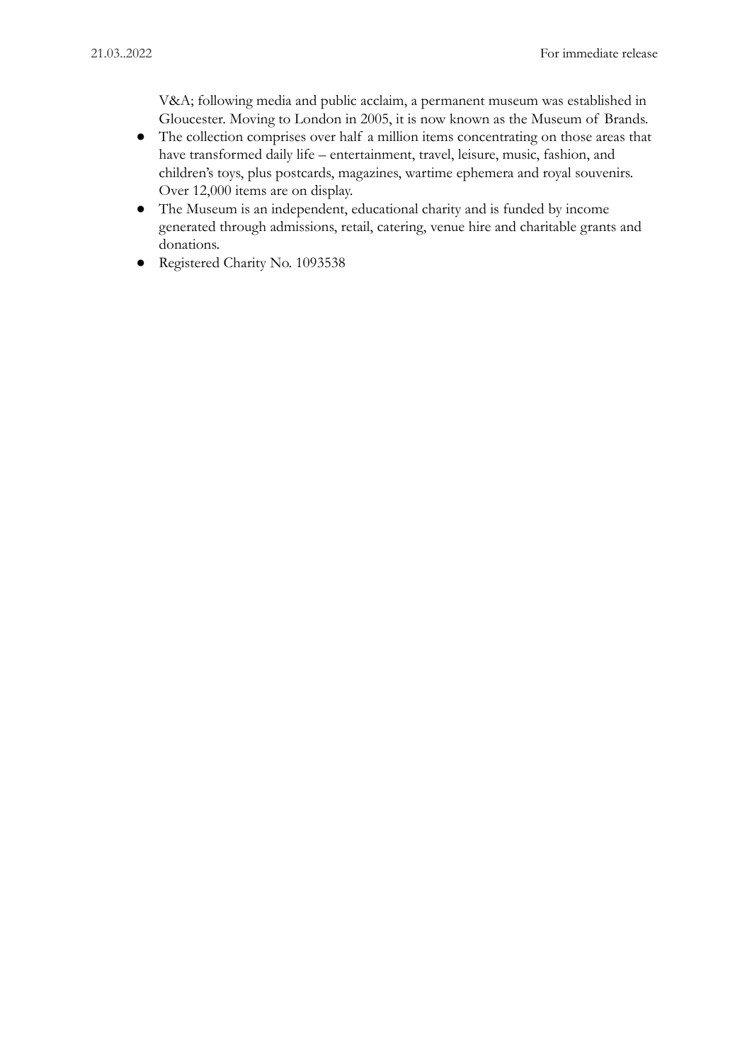V&A; following media and public acclaim, a permanent museum was established in Gloucester. Moving to London in 2005, it is now known as the Museum of Brands.

- The collection comprises over half a million items concentrating on those areas that have transformed daily life – entertainment, travel, leisure, music, fashion, and children's toys, plus postcards, magazines, wartime ephemera and royal souvenirs. Over 12,000 items are on display.
- The Museum is an independent, educational charity and is funded by income generated through admissions, retail, catering, venue hire and charitable grants and donations.
- Registered Charity No. 1093538